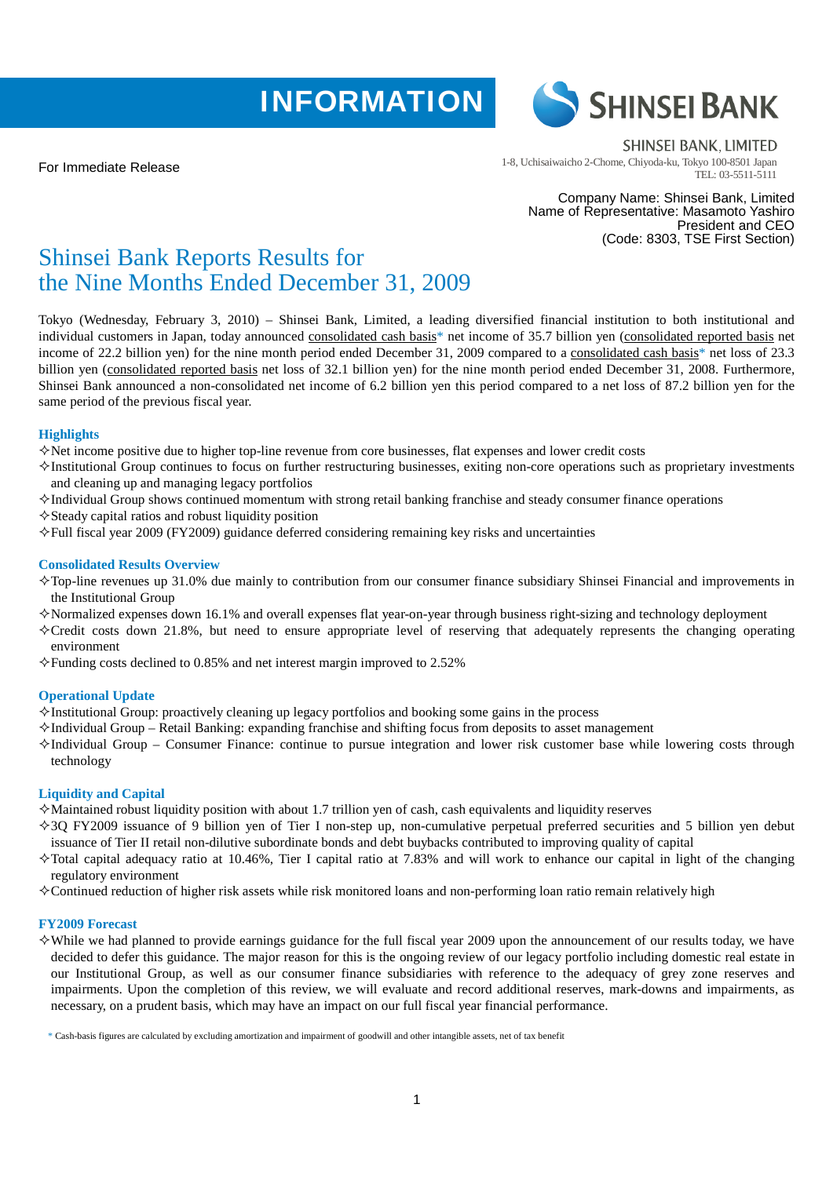INFORMATION

SHINSEI BANK

For Immediate Release

SHINSEI BANK, LIMITED
1-8, Uchisaiwaicho 2-Chome, Chiyoda-ku, Tokyo 100-8501 Japan
TEL: 03-5511-5111

Company Name: Shinsei Bank, Limited
Name of Representative: Masamoto Yashiro
President and CEO
(Code: 8303, TSE First Section)

# Shinsei Bank Reports Results for the Nine Months Ended December 31, 2009

Tokyo (Wednesday, February 3, 2010) – Shinsei Bank, Limited, a leading diversified financial institution to both institutional and individual customers in Japan, today announced consolidated cash basis* net income of 35.7 billion yen (consolidated reported basis net income of 22.2 billion yen) for the nine month period ended December 31, 2009 compared to a consolidated cash basis* net loss of 23.3 billion yen (consolidated reported basis net loss of 32.1 billion yen) for the nine month period ended December 31, 2008. Furthermore, Shinsei Bank announced a non-consolidated net income of 6.2 billion yen this period compared to a net loss of 87.2 billion yen for the same period of the previous fiscal year.

## Highlights

- ✧Net income positive due to higher top-line revenue from core businesses, flat expenses and lower credit costs
- ✧Institutional Group continues to focus on further restructuring businesses, exiting non-core operations such as proprietary investments and cleaning up and managing legacy portfolios
- ✧Individual Group shows continued momentum with strong retail banking franchise and steady consumer finance operations
- ✧Steady capital ratios and robust liquidity position
- ✧Full fiscal year 2009 (FY2009) guidance deferred considering remaining key risks and uncertainties

## Consolidated Results Overview

- ✧Top-line revenues up 31.0% due mainly to contribution from our consumer finance subsidiary Shinsei Financial and improvements in the Institutional Group
- ✧Normalized expenses down 16.1% and overall expenses flat year-on-year through business right-sizing and technology deployment
- ✧Credit costs down 21.8%, but need to ensure appropriate level of reserving that adequately represents the changing operating environment
- ✧Funding costs declined to 0.85% and net interest margin improved to 2.52%

## Operational Update

- ✧Institutional Group: proactively cleaning up legacy portfolios and booking some gains in the process
- ✧Individual Group – Retail Banking: expanding franchise and shifting focus from deposits to asset management
- ✧Individual Group – Consumer Finance: continue to pursue integration and lower risk customer base while lowering costs through technology

## Liquidity and Capital

- ✧Maintained robust liquidity position with about 1.7 trillion yen of cash, cash equivalents and liquidity reserves
- ✧3Q FY2009 issuance of 9 billion yen of Tier I non-step up, non-cumulative perpetual preferred securities and 5 billion yen debut issuance of Tier II retail non-dilutive subordinate bonds and debt buybacks contributed to improving quality of capital
- ✧Total capital adequacy ratio at 10.46%, Tier I capital ratio at 7.83% and will work to enhance our capital in light of the changing regulatory environment
- ✧Continued reduction of higher risk assets while risk monitored loans and non-performing loan ratio remain relatively high

## FY2009 Forecast

- ✧While we had planned to provide earnings guidance for the full fiscal year 2009 upon the announcement of our results today, we have decided to defer this guidance. The major reason for this is the ongoing review of our legacy portfolio including domestic real estate in our Institutional Group, as well as our consumer finance subsidiaries with reference to the adequacy of grey zone reserves and impairments. Upon the completion of this review, we will evaluate and record additional reserves, mark-downs and impairments, as necessary, on a prudent basis, which may have an impact on our full fiscal year financial performance.

\* Cash-basis figures are calculated by excluding amortization and impairment of goodwill and other intangible assets, net of tax benefit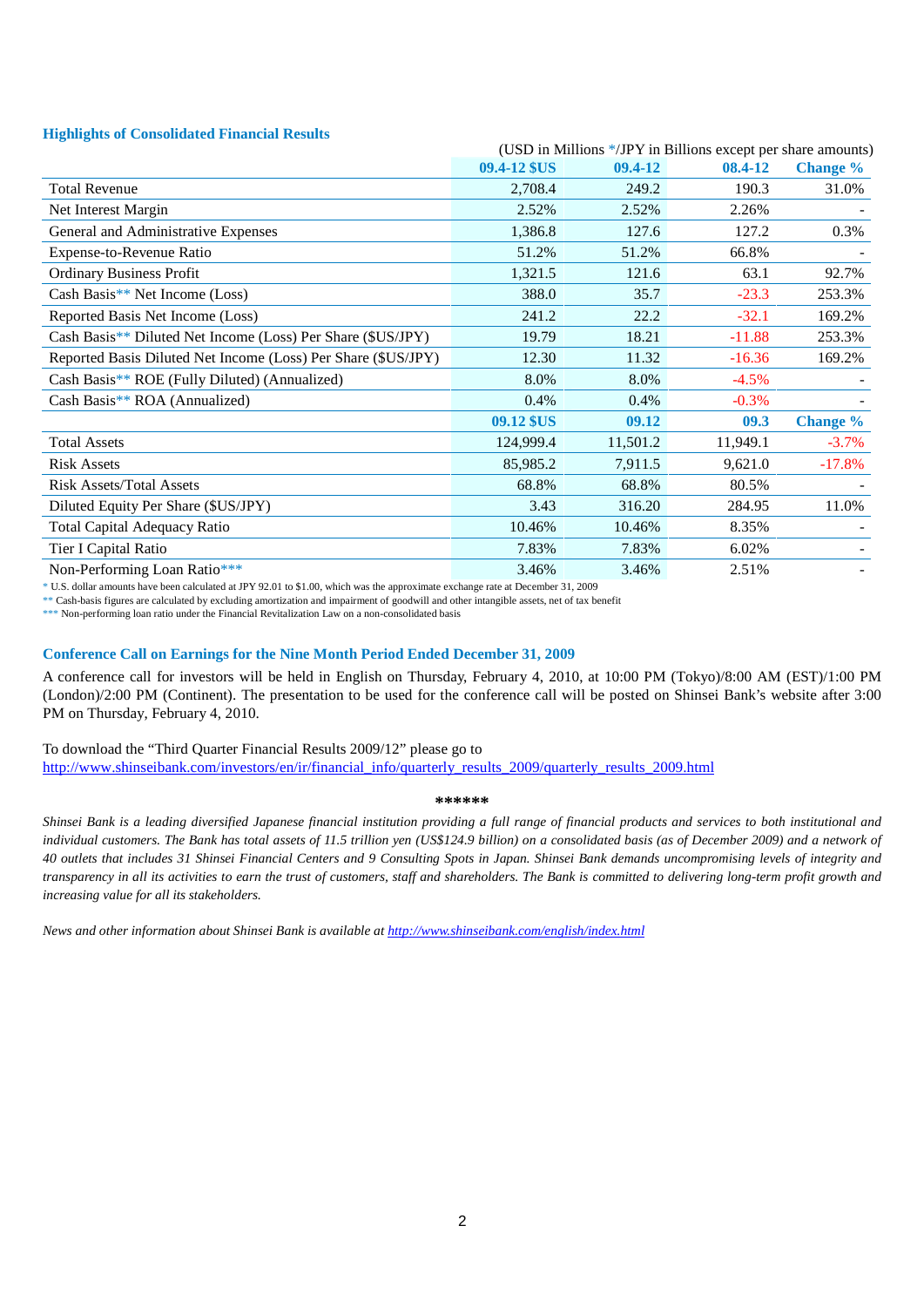## Highlights of Consolidated Financial Results

(USD in Millions */JPY in Billions except per share amounts)

| | 09.4-12 $US | 09.4-12 | 08.4-12 | Change % |
|---|---|---|---|---|
| Total Revenue | 2,708.4 | 249.2 | 190.3 | 31.0% |
| Net Interest Margin | 2.52% | 2.52% | 2.26% | - |
| General and Administrative Expenses | 1,386.8 | 127.6 | 127.2 | 0.3% |
| Expense-to-Revenue Ratio | 51.2% | 51.2% | 66.8% | - |
| Ordinary Business Profit | 1,321.5 | 121.6 | 63.1 | 92.7% |
| Cash Basis** Net Income (Loss) | 388.0 | 35.7 | -23.3 | 253.3% |
| Reported Basis Net Income (Loss) | 241.2 | 22.2 | -32.1 | 169.2% |
| Cash Basis** Diluted Net Income (Loss) Per Share ($US/JPY) | 19.79 | 18.21 | -11.88 | 253.3% |
| Reported Basis Diluted Net Income (Loss) Per Share ($US/JPY) | 12.30 | 11.32 | -16.36 | 169.2% |
| Cash Basis** ROE (Fully Diluted) (Annualized) | 8.0% | 8.0% | -4.5% | - |
| Cash Basis** ROA (Annualized) | 0.4% | 0.4% | -0.3% | - |
| | 09.12 $US | 09.12 | 09.3 | Change % |
| Total Assets | 124,999.4 | 11,501.2 | 11,949.1 | -3.7% |
| Risk Assets | 85,985.2 | 7,911.5 | 9,621.0 | -17.8% |
| Risk Assets/Total Assets | 68.8% | 68.8% | 80.5% | - |
| Diluted Equity Per Share ($US/JPY) | 3.43 | 316.20 | 284.95 | 11.0% |
| Total Capital Adequacy Ratio | 10.46% | 10.46% | 8.35% | - |
| Tier I Capital Ratio | 7.83% | 7.83% | 6.02% | - |
| Non-Performing Loan Ratio*** | 3.46% | 3.46% | 2.51% | - |

\* U.S. dollar amounts have been calculated at JPY 92.01 to $1.00, which was the approximate exchange rate at December 31, 2009

** Cash-basis figures are calculated by excluding amortization and impairment of goodwill and other intangible assets, net of tax benefit

*** Non-performing loan ratio under the Financial Revitalization Law on a non-consolidated basis

## Conference Call on Earnings for the Nine Month Period Ended December 31, 2009

A conference call for investors will be held in English on Thursday, February 4, 2010, at 10:00 PM (Tokyo)/8:00 AM (EST)/1:00 PM (London)/2:00 PM (Continent). The presentation to be used for the conference call will be posted on Shinsei Bank's website after 3:00 PM on Thursday, February 4, 2010.

To download the "Third Quarter Financial Results 2009/12" please go to
http://www.shinseibank.com/investors/en/ir/financial_info/quarterly_results_2009/quarterly_results_2009.html

**\*\*\*\*\*\***

*Shinsei Bank is a leading diversified Japanese financial institution providing a full range of financial products and services to both institutional and individual customers. The Bank has total assets of 11.5 trillion yen (US$124.9 billion) on a consolidated basis (as of December 2009) and a network of 40 outlets that includes 31 Shinsei Financial Centers and 9 Consulting Spots in Japan. Shinsei Bank demands uncompromising levels of integrity and transparency in all its activities to earn the trust of customers, staff and shareholders. The Bank is committed to delivering long-term profit growth and increasing value for all its stakeholders.*

*News and other information about Shinsei Bank is available at http://www.shinseibank.com/english/index.html*